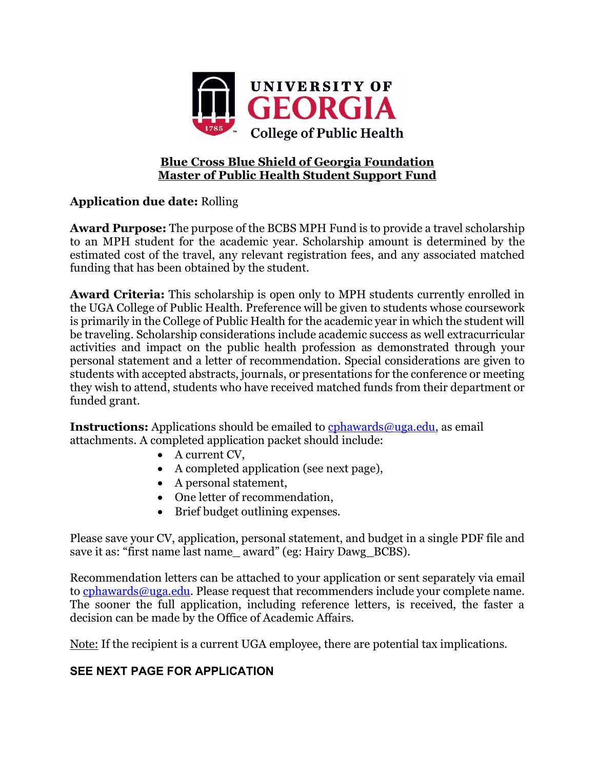UNIVERSITY OF GEORGIA
College of Public Health

# Blue Cross Blue Shield of Georgia Foundation
# Master of Public Health Student Support Fund

**Application due date:** Rolling

**Award Purpose:** The purpose of the BCBS MPH Fund is to provide a travel scholarship to an MPH student for the academic year. Scholarship amount is determined by the estimated cost of the travel, any relevant registration fees, and any associated matched funding that has been obtained by the student.

**Award Criteria:** This scholarship is open only to MPH students currently enrolled in the UGA College of Public Health. Preference will be given to students whose coursework is primarily in the College of Public Health for the academic year in which the student will be traveling. Scholarship considerations include academic success as well extracurricular activities and impact on the public health profession as demonstrated through your personal statement and a letter of recommendation. Special considerations are given to students with accepted abstracts, journals, or presentations for the conference or meeting they wish to attend, students who have received matched funds from their department or funded grant.

**Instructions:** Applications should be emailed to cphawards@uga.edu, as email attachments. A completed application packet should include:

- A current CV,
- A completed application (see next page),
- A personal statement,
- One letter of recommendation,
- Brief budget outlining expenses.

Please save your CV, application, personal statement, and budget in a single PDF file and save it as: "first name last name_ award" (eg: Hairy Dawg_BCBS).

Recommendation letters can be attached to your application or sent separately via email to cphawards@uga.edu. Please request that recommenders include your complete name. The sooner the full application, including reference letters, is received, the faster a decision can be made by the Office of Academic Affairs.

Note: If the recipient is a current UGA employee, there are potential tax implications.

**SEE NEXT PAGE FOR APPLICATION**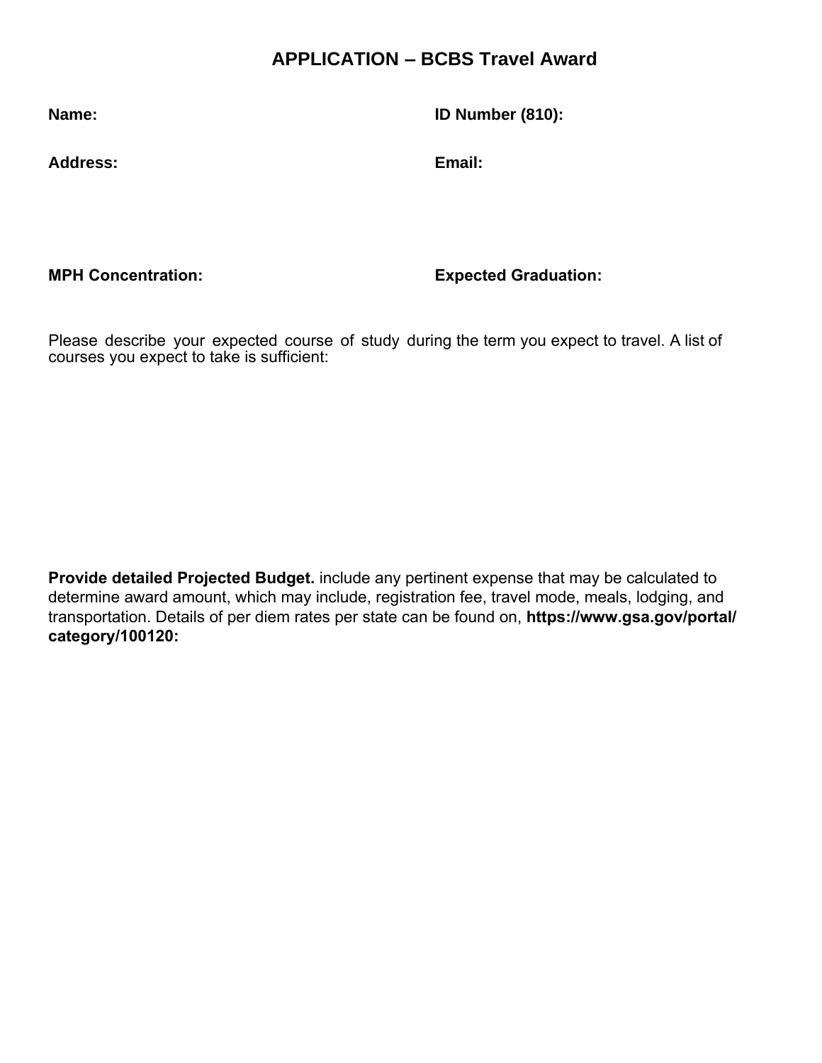## APPLICATION – BCBS Travel Award

**Name:**

**ID Number (810):**

**Address:**

**Email:**

**MPH Concentration:**

**Expected Graduation:**

Please describe your expected course of study during the term you expect to travel. A list of courses you expect to take is sufficient:

**Provide detailed Projected Budget.** include any pertinent expense that may be calculated to determine award amount, which may include, registration fee, travel mode, meals, lodging, and transportation. Details of per diem rates per state can be found on, **https://www.gsa.gov/portal/category/100120:**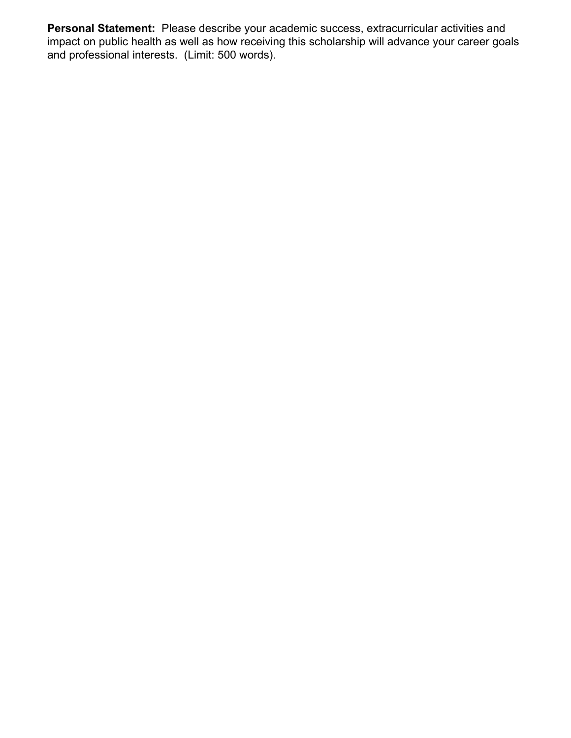**Personal Statement:** Please describe your academic success, extracurricular activities and impact on public health as well as how receiving this scholarship will advance your career goals and professional interests. (Limit: 500 words).